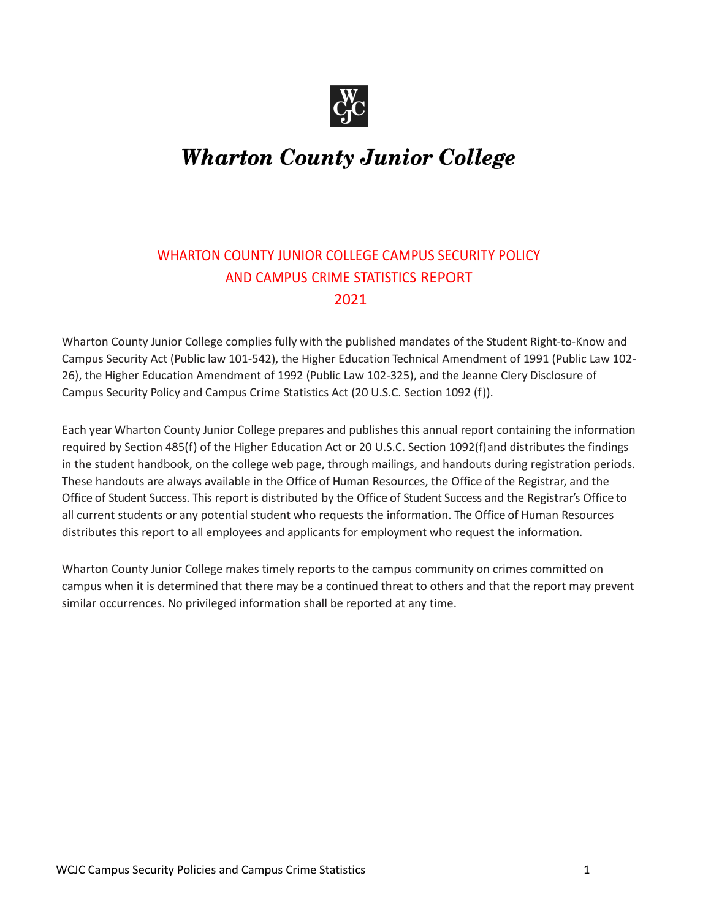# Wharton County Junior College

## WHARTON COUNTY JUNIOR COLLEGE CAMPUS SECURITY POLICY AND CAMPUS CRIME STATISTICS REPORT 2021

Wharton County Junior College complies fully with the published mandates of the Student Right-to-Know and Campus Security Act (Public law 101-542), the Higher Education Technical Amendment of 1991 (Public Law 102-26), the Higher Education Amendment of 1992 (Public Law 102-325), and the Jeanne Clery Disclosure of Campus Security Policy and Campus Crime Statistics Act (20 U.S.C. Section 1092 (f)).

Each year Wharton County Junior College prepares and publishes this annual report containing the information required by Section 485(f) of the Higher Education Act or 20 U.S.C. Section 1092(f) and distributes the findings in the student handbook, on the college web page, through mailings, and handouts during registration periods. These handouts are always available in the Office of Human Resources, the Office of the Registrar, and the Office of Student Success. This report is distributed by the Office of Student Success and the Registrar's Office to all current students or any potential student who requests the information. The Office of Human Resources distributes this report to all employees and applicants for employment who request the information.

Wharton County Junior College makes timely reports to the campus community on crimes committed on campus when it is determined that there may be a continued threat to others and that the report may prevent similar occurrences. No privileged information shall be reported at any time.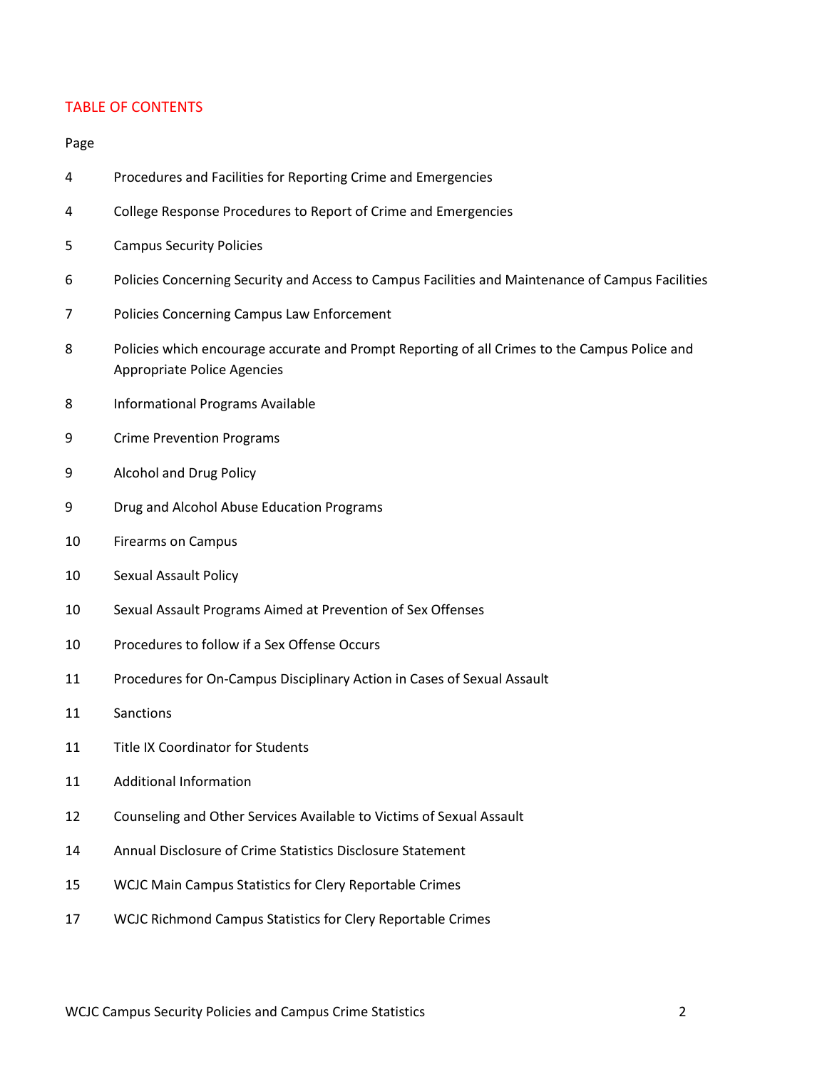## TABLE OF CONTENTS

| Page | |
|---|---|
| 4 | Procedures and Facilities for Reporting Crime and Emergencies |
| 4 | College Response Procedures to Report of Crime and Emergencies |
| 5 | Campus Security Policies |
| 6 | Policies Concerning Security and Access to Campus Facilities and Maintenance of Campus Facilities |
| 7 | Policies Concerning Campus Law Enforcement |
| 8 | Policies which encourage accurate and Prompt Reporting of all Crimes to the Campus Police and Appropriate Police Agencies |
| 8 | Informational Programs Available |
| 9 | Crime Prevention Programs |
| 9 | Alcohol and Drug Policy |
| 9 | Drug and Alcohol Abuse Education Programs |
| 10 | Firearms on Campus |
| 10 | Sexual Assault Policy |
| 10 | Sexual Assault Programs Aimed at Prevention of Sex Offenses |
| 10 | Procedures to follow if a Sex Offense Occurs |
| 11 | Procedures for On-Campus Disciplinary Action in Cases of Sexual Assault |
| 11 | Sanctions |
| 11 | Title IX Coordinator for Students |
| 11 | Additional Information |
| 12 | Counseling and Other Services Available to Victims of Sexual Assault |
| 14 | Annual Disclosure of Crime Statistics Disclosure Statement |
| 15 | WCJC Main Campus Statistics for Clery Reportable Crimes |
| 17 | WCJC Richmond Campus Statistics for Clery Reportable Crimes |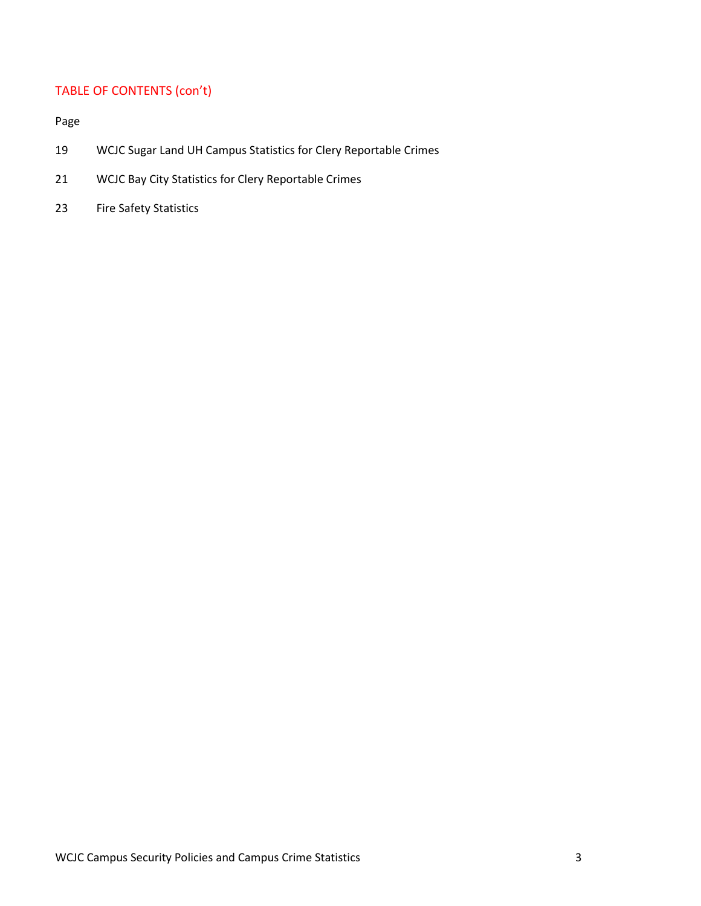## TABLE OF CONTENTS (con't)

Page

19 WCJC Sugar Land UH Campus Statistics for Clery Reportable Crimes

21 WCJC Bay City Statistics for Clery Reportable Crimes

23 Fire Safety Statistics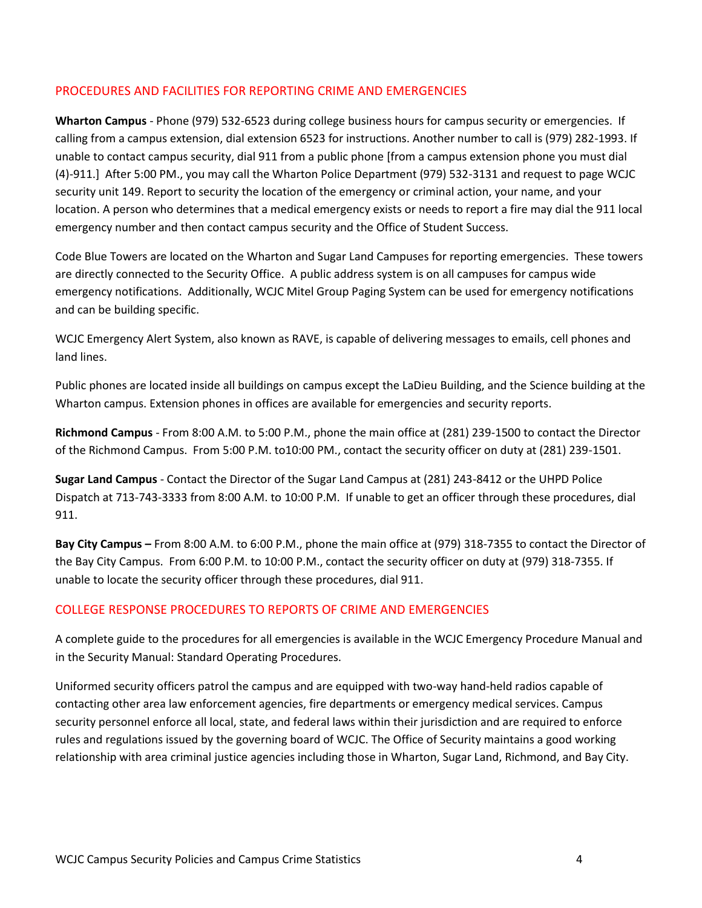## PROCEDURES AND FACILITIES FOR REPORTING CRIME AND EMERGENCIES

**Wharton Campus** - Phone (979) 532-6523 during college business hours for campus security or emergencies. If calling from a campus extension, dial extension 6523 for instructions. Another number to call is (979) 282-1993. If unable to contact campus security, dial 911 from a public phone [from a campus extension phone you must dial (4)-911.] After 5:00 PM., you may call the Wharton Police Department (979) 532-3131 and request to page WCJC security unit 149. Report to security the location of the emergency or criminal action, your name, and your location. A person who determines that a medical emergency exists or needs to report a fire may dial the 911 local emergency number and then contact campus security and the Office of Student Success.

Code Blue Towers are located on the Wharton and Sugar Land Campuses for reporting emergencies. These towers are directly connected to the Security Office. A public address system is on all campuses for campus wide emergency notifications. Additionally, WCJC Mitel Group Paging System can be used for emergency notifications and can be building specific.

WCJC Emergency Alert System, also known as RAVE, is capable of delivering messages to emails, cell phones and land lines.

Public phones are located inside all buildings on campus except the LaDieu Building, and the Science building at the Wharton campus. Extension phones in offices are available for emergencies and security reports.

**Richmond Campus** - From 8:00 A.M. to 5:00 P.M., phone the main office at (281) 239-1500 to contact the Director of the Richmond Campus. From 5:00 P.M. to10:00 PM., contact the security officer on duty at (281) 239-1501.

**Sugar Land Campus** - Contact the Director of the Sugar Land Campus at (281) 243-8412 or the UHPD Police Dispatch at 713-743-3333 from 8:00 A.M. to 10:00 P.M. If unable to get an officer through these procedures, dial 911.

**Bay City Campus –** From 8:00 A.M. to 6:00 P.M., phone the main office at (979) 318-7355 to contact the Director of the Bay City Campus. From 6:00 P.M. to 10:00 P.M., contact the security officer on duty at (979) 318-7355. If unable to locate the security officer through these procedures, dial 911.

## COLLEGE RESPONSE PROCEDURES TO REPORTS OF CRIME AND EMERGENCIES

A complete guide to the procedures for all emergencies is available in the WCJC Emergency Procedure Manual and in the Security Manual: Standard Operating Procedures.

Uniformed security officers patrol the campus and are equipped with two-way hand-held radios capable of contacting other area law enforcement agencies, fire departments or emergency medical services. Campus security personnel enforce all local, state, and federal laws within their jurisdiction and are required to enforce rules and regulations issued by the governing board of WCJC. The Office of Security maintains a good working relationship with area criminal justice agencies including those in Wharton, Sugar Land, Richmond, and Bay City.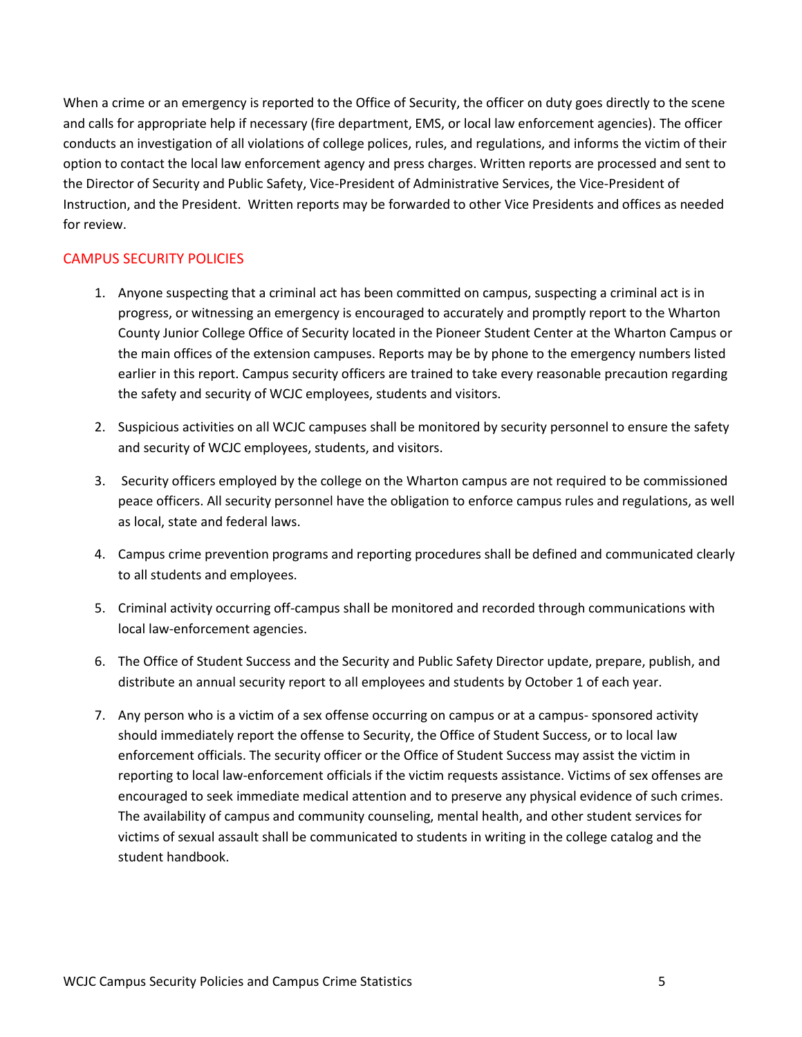When a crime or an emergency is reported to the Office of Security, the officer on duty goes directly to the scene and calls for appropriate help if necessary (fire department, EMS, or local law enforcement agencies). The officer conducts an investigation of all violations of college polices, rules, and regulations, and informs the victim of their option to contact the local law enforcement agency and press charges. Written reports are processed and sent to the Director of Security and Public Safety, Vice-President of Administrative Services, the Vice-President of Instruction, and the President. Written reports may be forwarded to other Vice Presidents and offices as needed for review.

## CAMPUS SECURITY POLICIES

1. Anyone suspecting that a criminal act has been committed on campus, suspecting a criminal act is in progress, or witnessing an emergency is encouraged to accurately and promptly report to the Wharton County Junior College Office of Security located in the Pioneer Student Center at the Wharton Campus or the main offices of the extension campuses. Reports may be by phone to the emergency numbers listed earlier in this report. Campus security officers are trained to take every reasonable precaution regarding the safety and security of WCJC employees, students and visitors.

2. Suspicious activities on all WCJC campuses shall be monitored by security personnel to ensure the safety and security of WCJC employees, students, and visitors.

3. Security officers employed by the college on the Wharton campus are not required to be commissioned peace officers. All security personnel have the obligation to enforce campus rules and regulations, as well as local, state and federal laws.

4. Campus crime prevention programs and reporting procedures shall be defined and communicated clearly to all students and employees.

5. Criminal activity occurring off-campus shall be monitored and recorded through communications with local law-enforcement agencies.

6. The Office of Student Success and the Security and Public Safety Director update, prepare, publish, and distribute an annual security report to all employees and students by October 1 of each year.

7. Any person who is a victim of a sex offense occurring on campus or at a campus- sponsored activity should immediately report the offense to Security, the Office of Student Success, or to local law enforcement officials. The security officer or the Office of Student Success may assist the victim in reporting to local law-enforcement officials if the victim requests assistance. Victims of sex offenses are encouraged to seek immediate medical attention and to preserve any physical evidence of such crimes. The availability of campus and community counseling, mental health, and other student services for victims of sexual assault shall be communicated to students in writing in the college catalog and the student handbook.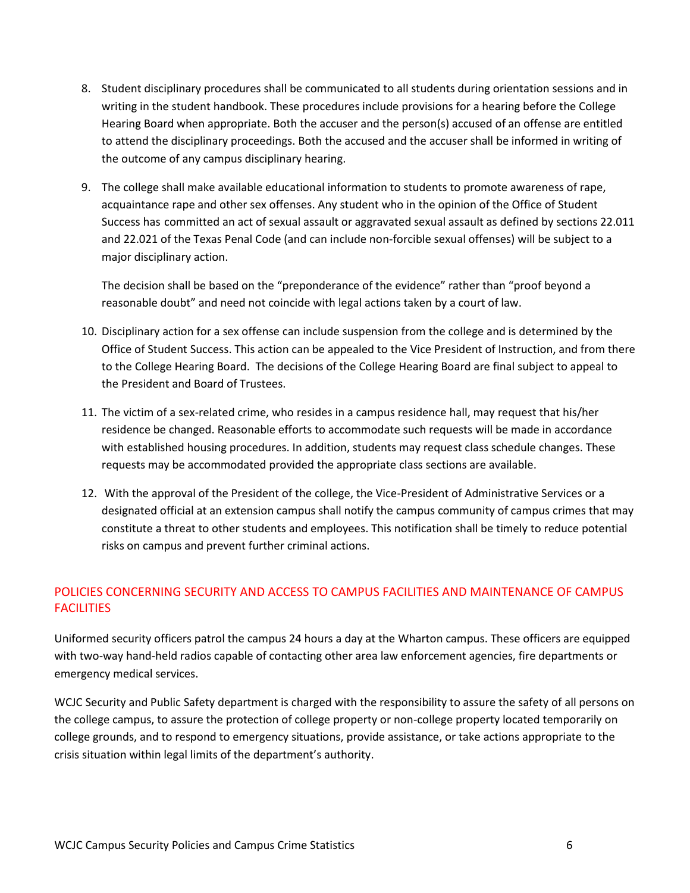8. Student disciplinary procedures shall be communicated to all students during orientation sessions and in writing in the student handbook. These procedures include provisions for a hearing before the College Hearing Board when appropriate. Both the accuser and the person(s) accused of an offense are entitled to attend the disciplinary proceedings. Both the accused and the accuser shall be informed in writing of the outcome of any campus disciplinary hearing.

9. The college shall make available educational information to students to promote awareness of rape, acquaintance rape and other sex offenses. Any student who in the opinion of the Office of Student Success has committed an act of sexual assault or aggravated sexual assault as defined by sections 22.011 and 22.021 of the Texas Penal Code (and can include non-forcible sexual offenses) will be subject to a major disciplinary action.

   The decision shall be based on the "preponderance of the evidence" rather than "proof beyond a reasonable doubt" and need not coincide with legal actions taken by a court of law.

10. Disciplinary action for a sex offense can include suspension from the college and is determined by the Office of Student Success. This action can be appealed to the Vice President of Instruction, and from there to the College Hearing Board. The decisions of the College Hearing Board are final subject to appeal to the President and Board of Trustees.

11. The victim of a sex-related crime, who resides in a campus residence hall, may request that his/her residence be changed. Reasonable efforts to accommodate such requests will be made in accordance with established housing procedures. In addition, students may request class schedule changes. These requests may be accommodated provided the appropriate class sections are available.

12. With the approval of the President of the college, the Vice-President of Administrative Services or a designated official at an extension campus shall notify the campus community of campus crimes that may constitute a threat to other students and employees. This notification shall be timely to reduce potential risks on campus and prevent further criminal actions.

## POLICIES CONCERNING SECURITY AND ACCESS TO CAMPUS FACILITIES AND MAINTENANCE OF CAMPUS FACILITIES

Uniformed security officers patrol the campus 24 hours a day at the Wharton campus. These officers are equipped with two-way hand-held radios capable of contacting other area law enforcement agencies, fire departments or emergency medical services.

WCJC Security and Public Safety department is charged with the responsibility to assure the safety of all persons on the college campus, to assure the protection of college property or non-college property located temporarily on college grounds, and to respond to emergency situations, provide assistance, or take actions appropriate to the crisis situation within legal limits of the department's authority.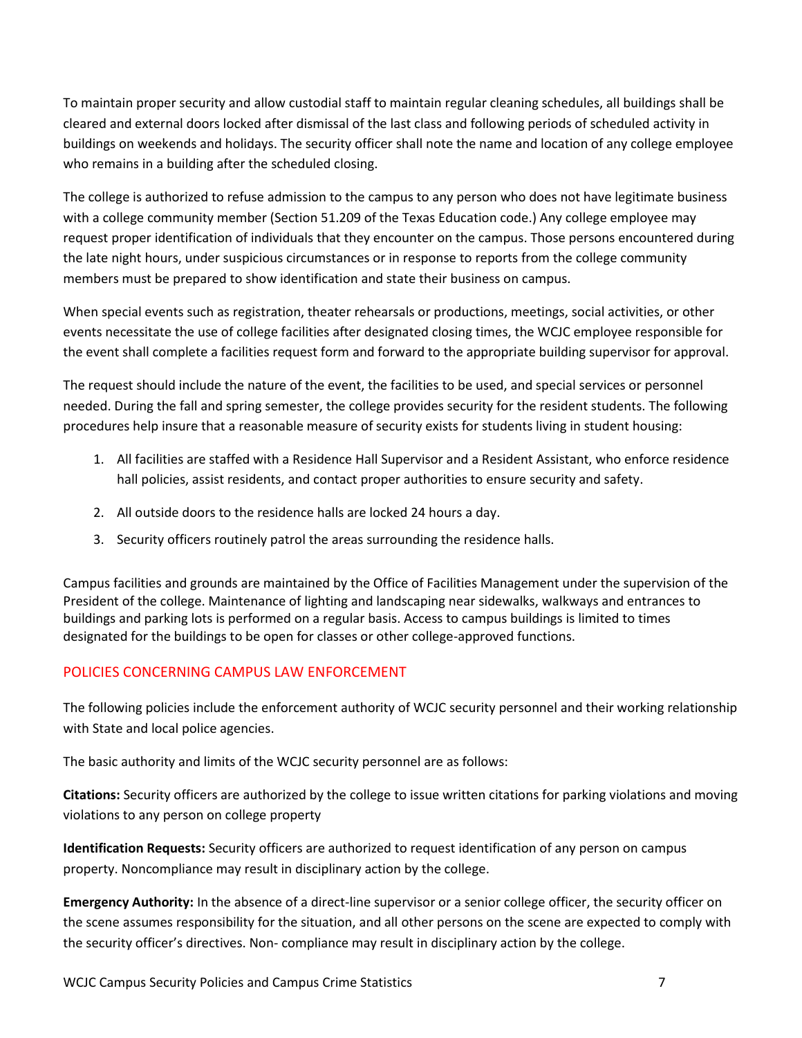To maintain proper security and allow custodial staff to maintain regular cleaning schedules, all buildings shall be cleared and external doors locked after dismissal of the last class and following periods of scheduled activity in buildings on weekends and holidays. The security officer shall note the name and location of any college employee who remains in a building after the scheduled closing.

The college is authorized to refuse admission to the campus to any person who does not have legitimate business with a college community member (Section 51.209 of the Texas Education code.) Any college employee may request proper identification of individuals that they encounter on the campus. Those persons encountered during the late night hours, under suspicious circumstances or in response to reports from the college community members must be prepared to show identification and state their business on campus.

When special events such as registration, theater rehearsals or productions, meetings, social activities, or other events necessitate the use of college facilities after designated closing times, the WCJC employee responsible for the event shall complete a facilities request form and forward to the appropriate building supervisor for approval.

The request should include the nature of the event, the facilities to be used, and special services or personnel needed. During the fall and spring semester, the college provides security for the resident students. The following procedures help insure that a reasonable measure of security exists for students living in student housing:

1. All facilities are staffed with a Residence Hall Supervisor and a Resident Assistant, who enforce residence hall policies, assist residents, and contact proper authorities to ensure security and safety.
2. All outside doors to the residence halls are locked 24 hours a day.
3. Security officers routinely patrol the areas surrounding the residence halls.

Campus facilities and grounds are maintained by the Office of Facilities Management under the supervision of the President of the college. Maintenance of lighting and landscaping near sidewalks, walkways and entrances to buildings and parking lots is performed on a regular basis. Access to campus buildings is limited to times designated for the buildings to be open for classes or other college-approved functions.

## POLICIES CONCERNING CAMPUS LAW ENFORCEMENT

The following policies include the enforcement authority of WCJC security personnel and their working relationship with State and local police agencies.

The basic authority and limits of the WCJC security personnel are as follows:

**Citations:** Security officers are authorized by the college to issue written citations for parking violations and moving violations to any person on college property

**Identification Requests:** Security officers are authorized to request identification of any person on campus property. Noncompliance may result in disciplinary action by the college.

**Emergency Authority:** In the absence of a direct-line supervisor or a senior college officer, the security officer on the scene assumes responsibility for the situation, and all other persons on the scene are expected to comply with the security officer's directives. Non- compliance may result in disciplinary action by the college.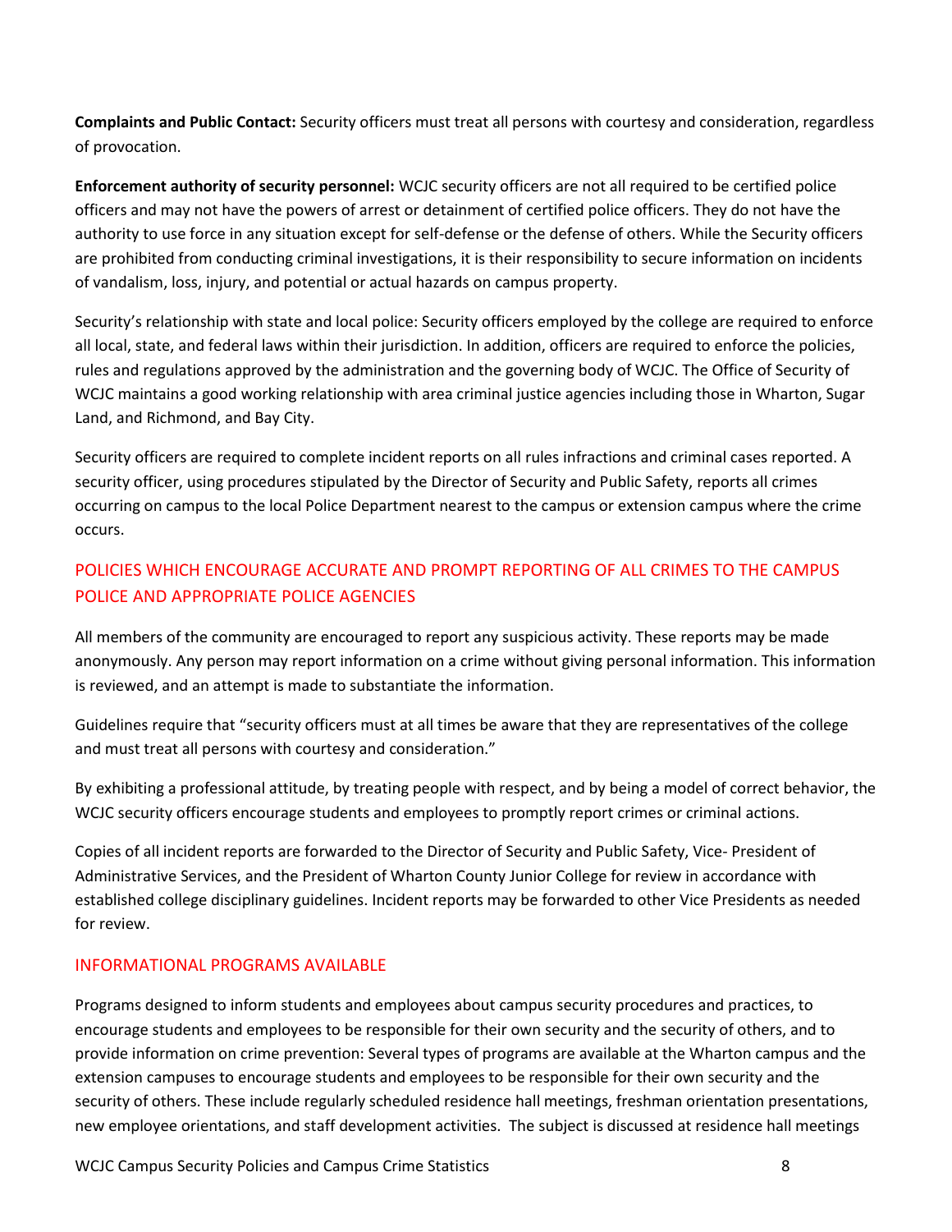**Complaints and Public Contact:** Security officers must treat all persons with courtesy and consideration, regardless of provocation.

**Enforcement authority of security personnel:** WCJC security officers are not all required to be certified police officers and may not have the powers of arrest or detainment of certified police officers. They do not have the authority to use force in any situation except for self-defense or the defense of others. While the Security officers are prohibited from conducting criminal investigations, it is their responsibility to secure information on incidents of vandalism, loss, injury, and potential or actual hazards on campus property.

Security's relationship with state and local police: Security officers employed by the college are required to enforce all local, state, and federal laws within their jurisdiction. In addition, officers are required to enforce the policies, rules and regulations approved by the administration and the governing body of WCJC. The Office of Security of WCJC maintains a good working relationship with area criminal justice agencies including those in Wharton, Sugar Land, and Richmond, and Bay City.

Security officers are required to complete incident reports on all rules infractions and criminal cases reported. A security officer, using procedures stipulated by the Director of Security and Public Safety, reports all crimes occurring on campus to the local Police Department nearest to the campus or extension campus where the crime occurs.

## POLICIES WHICH ENCOURAGE ACCURATE AND PROMPT REPORTING OF ALL CRIMES TO THE CAMPUS POLICE AND APPROPRIATE POLICE AGENCIES

All members of the community are encouraged to report any suspicious activity. These reports may be made anonymously. Any person may report information on a crime without giving personal information. This information is reviewed, and an attempt is made to substantiate the information.

Guidelines require that "security officers must at all times be aware that they are representatives of the college and must treat all persons with courtesy and consideration."

By exhibiting a professional attitude, by treating people with respect, and by being a model of correct behavior, the WCJC security officers encourage students and employees to promptly report crimes or criminal actions.

Copies of all incident reports are forwarded to the Director of Security and Public Safety, Vice- President of Administrative Services, and the President of Wharton County Junior College for review in accordance with established college disciplinary guidelines. Incident reports may be forwarded to other Vice Presidents as needed for review.

## INFORMATIONAL PROGRAMS AVAILABLE

Programs designed to inform students and employees about campus security procedures and practices, to encourage students and employees to be responsible for their own security and the security of others, and to provide information on crime prevention: Several types of programs are available at the Wharton campus and the extension campuses to encourage students and employees to be responsible for their own security and the security of others. These include regularly scheduled residence hall meetings, freshman orientation presentations, new employee orientations, and staff development activities. The subject is discussed at residence hall meetings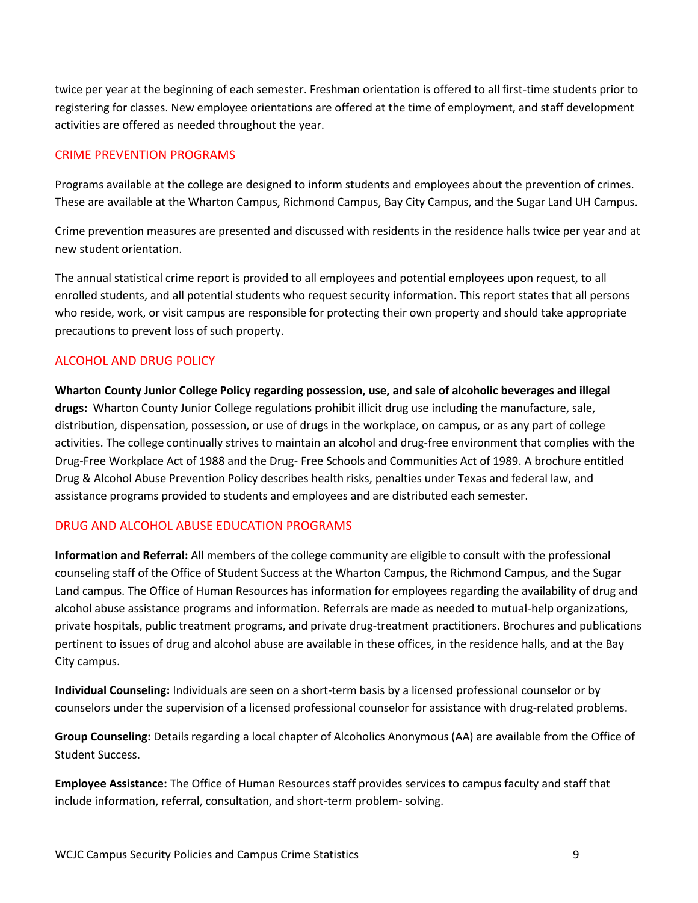twice per year at the beginning of each semester. Freshman orientation is offered to all first-time students prior to registering for classes. New employee orientations are offered at the time of employment, and staff development activities are offered as needed throughout the year.

## CRIME PREVENTION PROGRAMS

Programs available at the college are designed to inform students and employees about the prevention of crimes. These are available at the Wharton Campus, Richmond Campus, Bay City Campus, and the Sugar Land UH Campus.

Crime prevention measures are presented and discussed with residents in the residence halls twice per year and at new student orientation.

The annual statistical crime report is provided to all employees and potential employees upon request, to all enrolled students, and all potential students who request security information. This report states that all persons who reside, work, or visit campus are responsible for protecting their own property and should take appropriate precautions to prevent loss of such property.

## ALCOHOL AND DRUG POLICY

**Wharton County Junior College Policy regarding possession, use, and sale of alcoholic beverages and illegal drugs:** Wharton County Junior College regulations prohibit illicit drug use including the manufacture, sale, distribution, dispensation, possession, or use of drugs in the workplace, on campus, or as any part of college activities. The college continually strives to maintain an alcohol and drug-free environment that complies with the Drug-Free Workplace Act of 1988 and the Drug- Free Schools and Communities Act of 1989. A brochure entitled Drug & Alcohol Abuse Prevention Policy describes health risks, penalties under Texas and federal law, and assistance programs provided to students and employees and are distributed each semester.

## DRUG AND ALCOHOL ABUSE EDUCATION PROGRAMS

**Information and Referral:** All members of the college community are eligible to consult with the professional counseling staff of the Office of Student Success at the Wharton Campus, the Richmond Campus, and the Sugar Land campus. The Office of Human Resources has information for employees regarding the availability of drug and alcohol abuse assistance programs and information. Referrals are made as needed to mutual-help organizations, private hospitals, public treatment programs, and private drug-treatment practitioners. Brochures and publications pertinent to issues of drug and alcohol abuse are available in these offices, in the residence halls, and at the Bay City campus.

**Individual Counseling:** Individuals are seen on a short-term basis by a licensed professional counselor or by counselors under the supervision of a licensed professional counselor for assistance with drug-related problems.

**Group Counseling:** Details regarding a local chapter of Alcoholics Anonymous (AA) are available from the Office of Student Success.

**Employee Assistance:** The Office of Human Resources staff provides services to campus faculty and staff that include information, referral, consultation, and short-term problem- solving.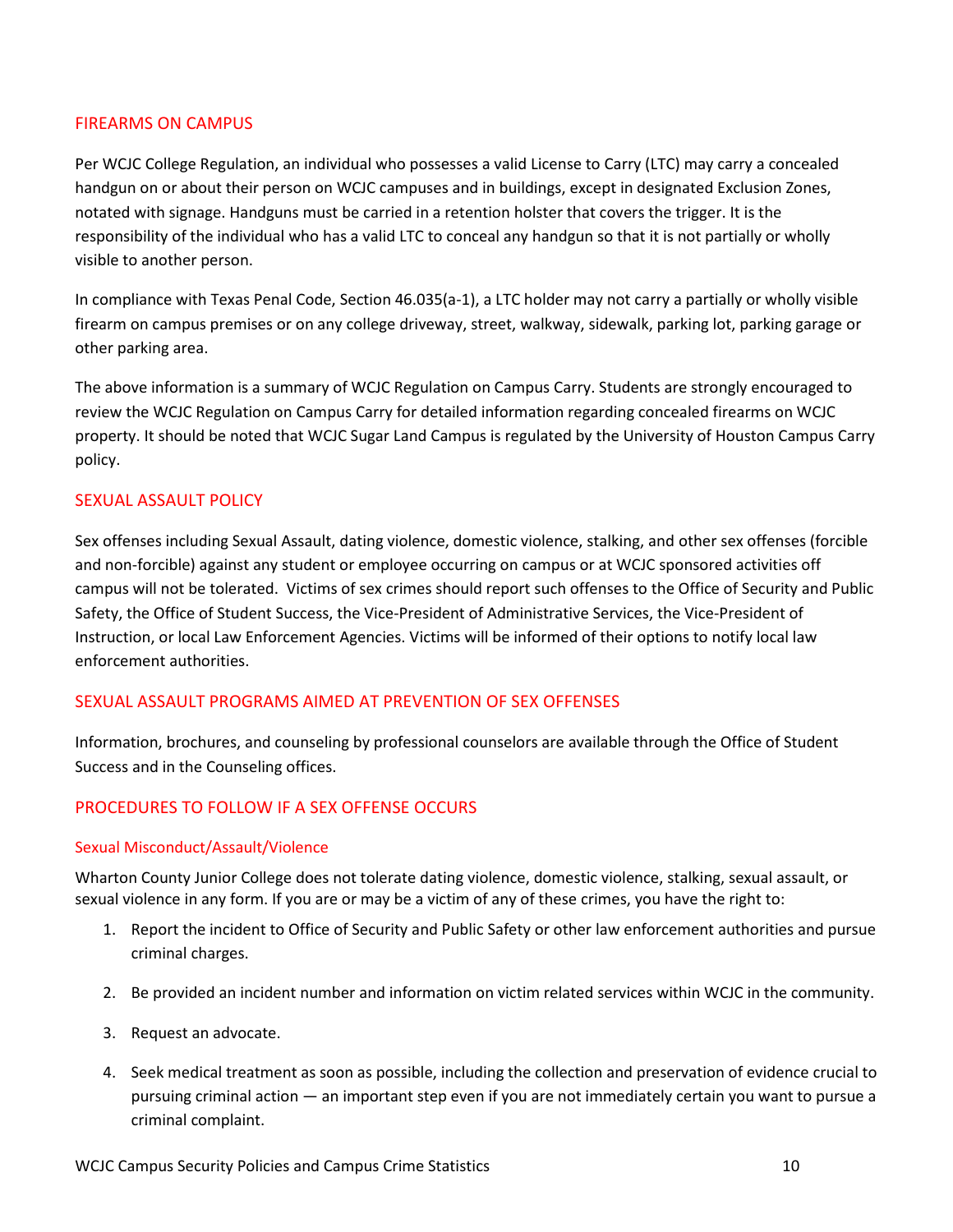## FIREARMS ON CAMPUS

Per WCJC College Regulation, an individual who possesses a valid License to Carry (LTC) may carry a concealed handgun on or about their person on WCJC campuses and in buildings, except in designated Exclusion Zones, notated with signage. Handguns must be carried in a retention holster that covers the trigger. It is the responsibility of the individual who has a valid LTC to conceal any handgun so that it is not partially or wholly visible to another person.

In compliance with Texas Penal Code, Section 46.035(a-1), a LTC holder may not carry a partially or wholly visible firearm on campus premises or on any college driveway, street, walkway, sidewalk, parking lot, parking garage or other parking area.

The above information is a summary of WCJC Regulation on Campus Carry. Students are strongly encouraged to review the WCJC Regulation on Campus Carry for detailed information regarding concealed firearms on WCJC property. It should be noted that WCJC Sugar Land Campus is regulated by the University of Houston Campus Carry policy.

## SEXUAL ASSAULT POLICY

Sex offenses including Sexual Assault, dating violence, domestic violence, stalking, and other sex offenses (forcible and non-forcible) against any student or employee occurring on campus or at WCJC sponsored activities off campus will not be tolerated. Victims of sex crimes should report such offenses to the Office of Security and Public Safety, the Office of Student Success, the Vice-President of Administrative Services, the Vice-President of Instruction, or local Law Enforcement Agencies. Victims will be informed of their options to notify local law enforcement authorities.

## SEXUAL ASSAULT PROGRAMS AIMED AT PREVENTION OF SEX OFFENSES

Information, brochures, and counseling by professional counselors are available through the Office of Student Success and in the Counseling offices.

## PROCEDURES TO FOLLOW IF A SEX OFFENSE OCCURS

### Sexual Misconduct/Assault/Violence

Wharton County Junior College does not tolerate dating violence, domestic violence, stalking, sexual assault, or sexual violence in any form. If you are or may be a victim of any of these crimes, you have the right to:

1. Report the incident to Office of Security and Public Safety or other law enforcement authorities and pursue criminal charges.
2. Be provided an incident number and information on victim related services within WCJC in the community.
3. Request an advocate.
4. Seek medical treatment as soon as possible, including the collection and preservation of evidence crucial to pursuing criminal action — an important step even if you are not immediately certain you want to pursue a criminal complaint.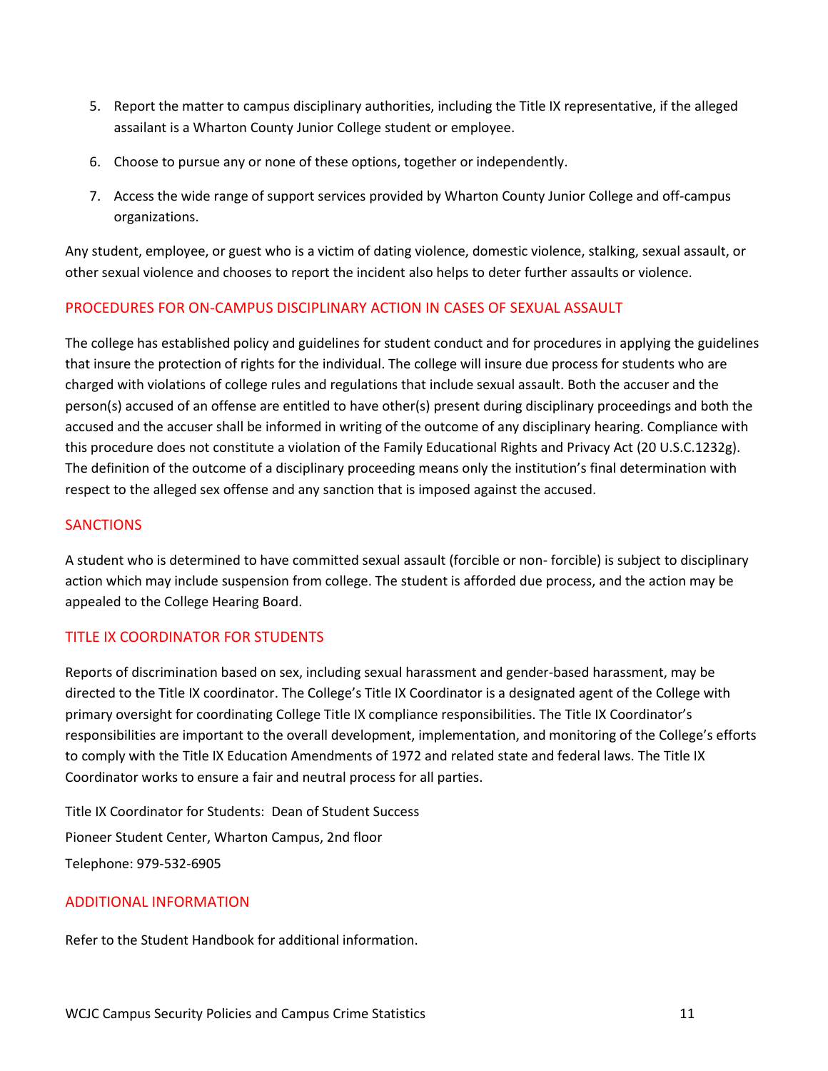5. Report the matter to campus disciplinary authorities, including the Title IX representative, if the alleged assailant is a Wharton County Junior College student or employee.
6. Choose to pursue any or none of these options, together or independently.
7. Access the wide range of support services provided by Wharton County Junior College and off-campus organizations.

Any student, employee, or guest who is a victim of dating violence, domestic violence, stalking, sexual assault, or other sexual violence and chooses to report the incident also helps to deter further assaults or violence.

## PROCEDURES FOR ON-CAMPUS DISCIPLINARY ACTION IN CASES OF SEXUAL ASSAULT

The college has established policy and guidelines for student conduct and for procedures in applying the guidelines that insure the protection of rights for the individual. The college will insure due process for students who are charged with violations of college rules and regulations that include sexual assault. Both the accuser and the person(s) accused of an offense are entitled to have other(s) present during disciplinary proceedings and both the accused and the accuser shall be informed in writing of the outcome of any disciplinary hearing. Compliance with this procedure does not constitute a violation of the Family Educational Rights and Privacy Act (20 U.S.C.1232g). The definition of the outcome of a disciplinary proceeding means only the institution's final determination with respect to the alleged sex offense and any sanction that is imposed against the accused.

## SANCTIONS

A student who is determined to have committed sexual assault (forcible or non- forcible) is subject to disciplinary action which may include suspension from college. The student is afforded due process, and the action may be appealed to the College Hearing Board.

## TITLE IX COORDINATOR FOR STUDENTS

Reports of discrimination based on sex, including sexual harassment and gender-based harassment, may be directed to the Title IX coordinator. The College's Title IX Coordinator is a designated agent of the College with primary oversight for coordinating College Title IX compliance responsibilities. The Title IX Coordinator's responsibilities are important to the overall development, implementation, and monitoring of the College's efforts to comply with the Title IX Education Amendments of 1972 and related state and federal laws. The Title IX Coordinator works to ensure a fair and neutral process for all parties.

Title IX Coordinator for Students: Dean of Student Success

Pioneer Student Center, Wharton Campus, 2nd floor

Telephone: 979-532-6905

## ADDITIONAL INFORMATION

Refer to the Student Handbook for additional information.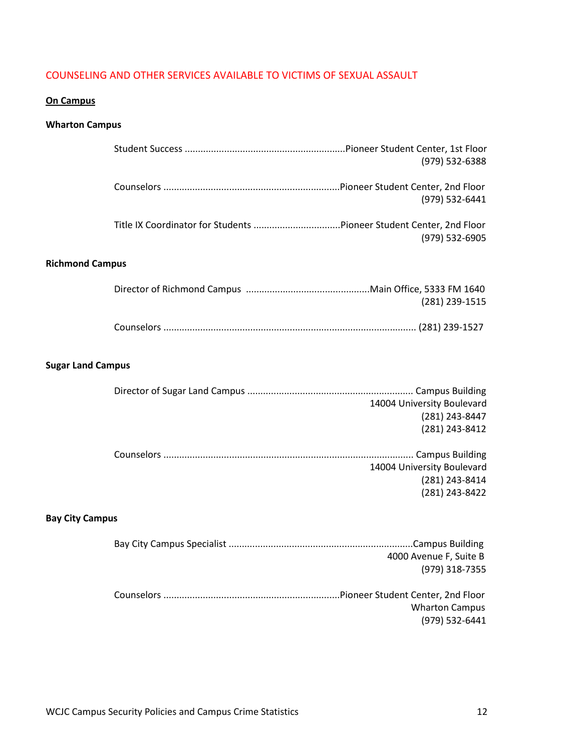## COUNSELING AND OTHER SERVICES AVAILABLE TO VICTIMS OF SEXUAL ASSAULT

**On Campus**

**Wharton Campus**

Student Success ............................................................Pioneer Student Center, 1st Floor
(979) 532-6388

Counselors ..................................................................Pioneer Student Center, 2nd Floor
(979) 532-6441

Title IX Coordinator for Students .................................Pioneer Student Center, 2nd Floor
(979) 532-6905

**Richmond Campus**

Director of Richmond Campus ...............................................Main Office, 5333 FM 1640
(281) 239-1515

Counselors ............................................................................................... (281) 239-1527

**Sugar Land Campus**

Director of Sugar Land Campus ............................................................... Campus Building
14004 University Boulevard
(281) 243-8447
(281) 243-8412

Counselors .............................................................................................. Campus Building
14004 University Boulevard
(281) 243-8414
(281) 243-8422

**Bay City Campus**

Bay City Campus Specialist .....................................................................Campus Building
4000 Avenue F, Suite B
(979) 318-7355

Counselors ..................................................................Pioneer Student Center, 2nd Floor
Wharton Campus
(979) 532-6441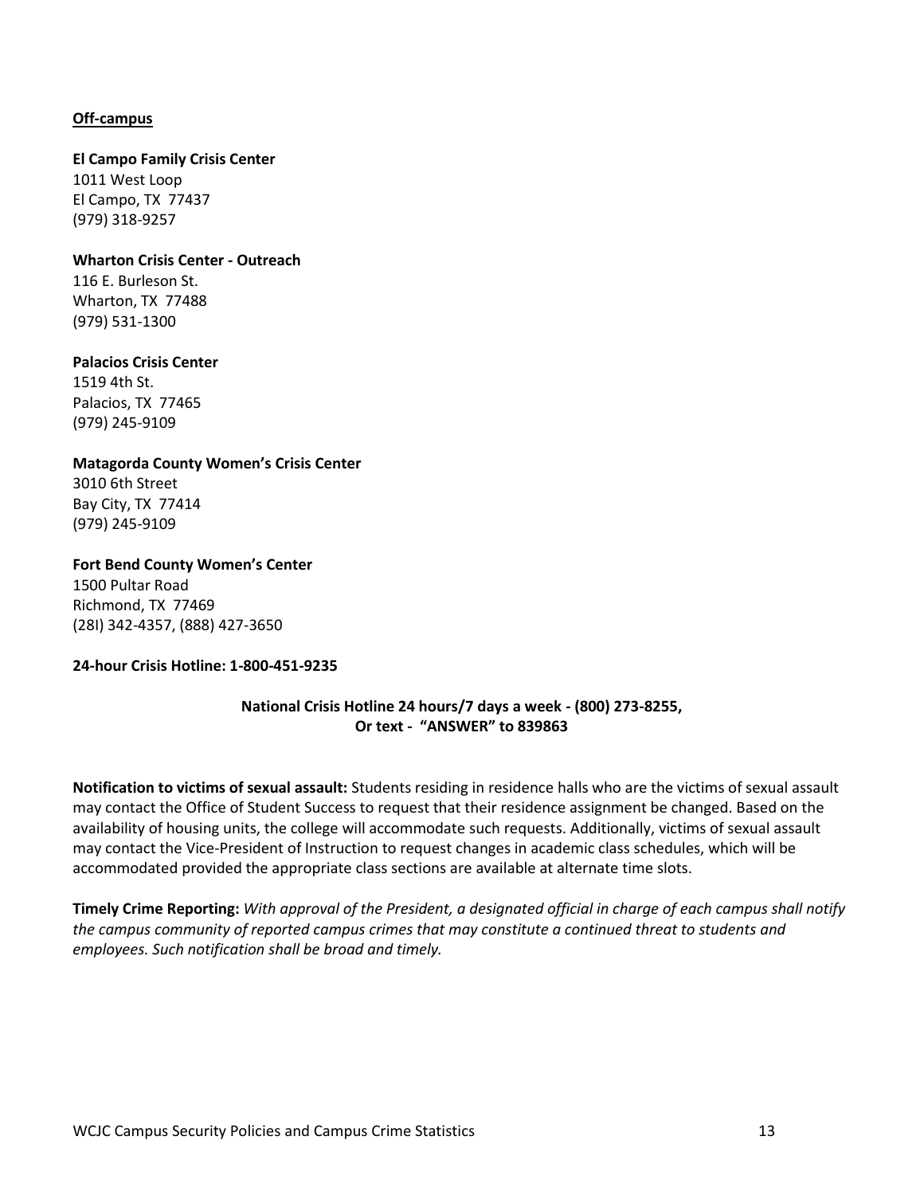**Off-campus**

**El Campo Family Crisis Center**
1011 West Loop
El Campo, TX 77437
(979) 318-9257

**Wharton Crisis Center - Outreach**
116 E. Burleson St.
Wharton, TX 77488
(979) 531-1300

**Palacios Crisis Center**
1519 4th St.
Palacios, TX 77465
(979) 245-9109

**Matagorda County Women's Crisis Center**
3010 6th Street
Bay City, TX 77414
(979) 245-9109

**Fort Bend County Women's Center**
1500 Pultar Road
Richmond, TX 77469
(28I) 342-4357, (888) 427-3650

**24-hour Crisis Hotline: 1-800-451-9235**

**National Crisis Hotline 24 hours/7 days a week - (800) 273-8255,**
**Or text - "ANSWER" to 839863**

**Notification to victims of sexual assault:** Students residing in residence halls who are the victims of sexual assault may contact the Office of Student Success to request that their residence assignment be changed. Based on the availability of housing units, the college will accommodate such requests. Additionally, victims of sexual assault may contact the Vice-President of Instruction to request changes in academic class schedules, which will be accommodated provided the appropriate class sections are available at alternate time slots.

**Timely Crime Reporting:** *With approval of the President, a designated official in charge of each campus shall notify the campus community of reported campus crimes that may constitute a continued threat to students and employees. Such notification shall be broad and timely.*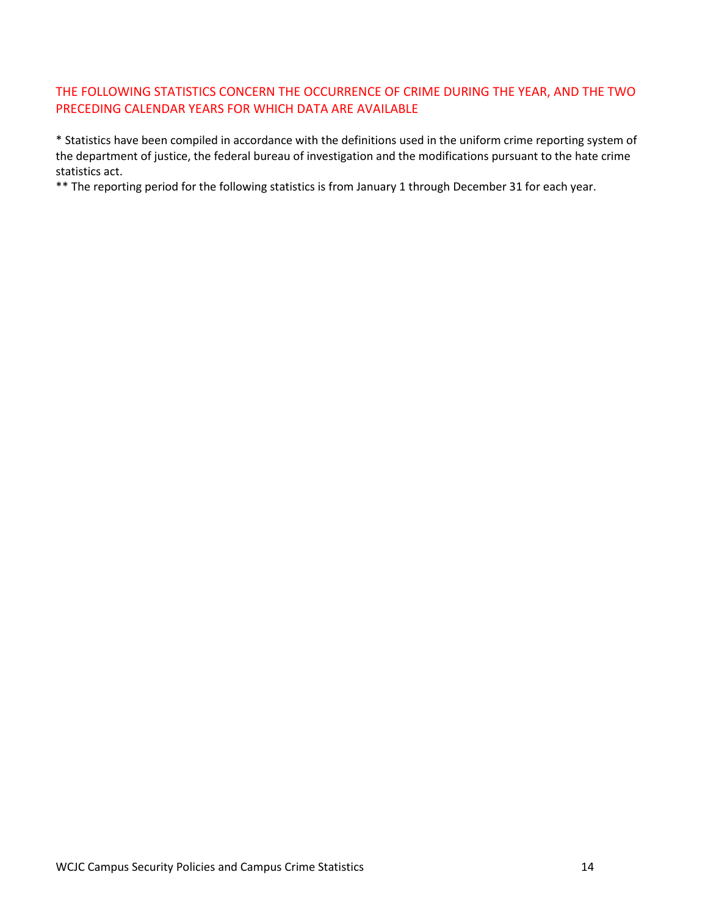## THE FOLLOWING STATISTICS CONCERN THE OCCURRENCE OF CRIME DURING THE YEAR, AND THE TWO PRECEDING CALENDAR YEARS FOR WHICH DATA ARE AVAILABLE

* Statistics have been compiled in accordance with the definitions used in the uniform crime reporting system of the department of justice, the federal bureau of investigation and the modifications pursuant to the hate crime statistics act.

** The reporting period for the following statistics is from January 1 through December 31 for each year.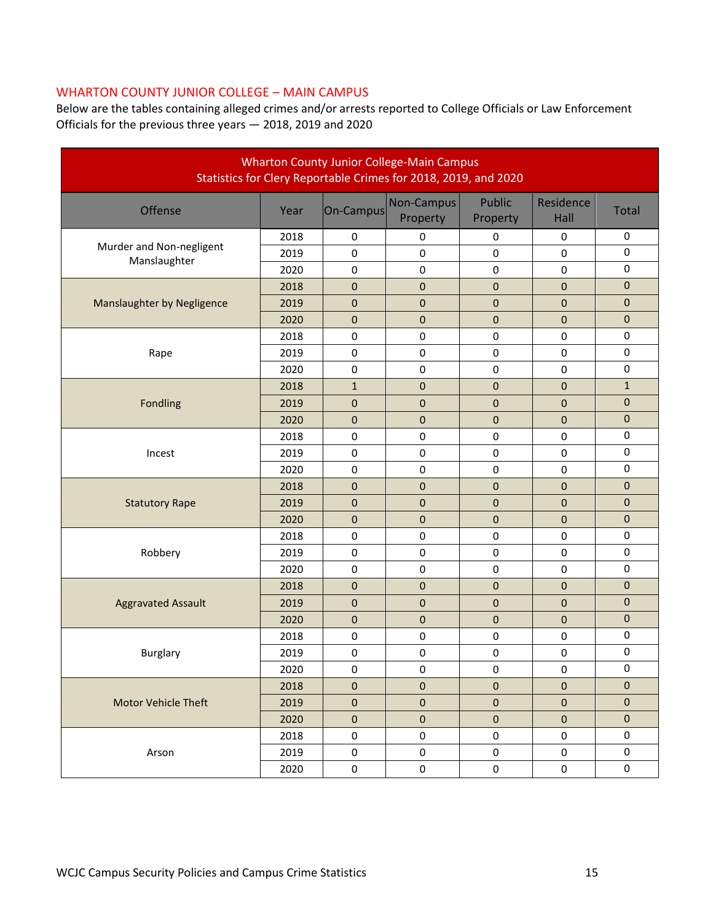## WHARTON COUNTY JUNIOR COLLEGE – MAIN CAMPUS

Below are the tables containing alleged crimes and/or arrests reported to College Officials or Law Enforcement Officials for the previous three years — 2018, 2019 and 2020

| Wharton County Junior College-Main Campus Statistics for Clery Reportable Crimes for 2018, 2019, and 2020 | | | | | | |
|---|---|---|---|---|---|---|
| Offense | Year | On-Campus | Non-Campus Property | Public Property | Residence Hall | Total |
| Murder and Non-negligent Manslaughter | 2018 | 0 | 0 | 0 | 0 | 0 |
| | 2019 | 0 | 0 | 0 | 0 | 0 |
| | 2020 | 0 | 0 | 0 | 0 | 0 |
| Manslaughter by Negligence | 2018 | 0 | 0 | 0 | 0 | 0 |
| | 2019 | 0 | 0 | 0 | 0 | 0 |
| | 2020 | 0 | 0 | 0 | 0 | 0 |
| Rape | 2018 | 0 | 0 | 0 | 0 | 0 |
| | 2019 | 0 | 0 | 0 | 0 | 0 |
| | 2020 | 0 | 0 | 0 | 0 | 0 |
| Fondling | 2018 | 1 | 0 | 0 | 0 | 1 |
| | 2019 | 0 | 0 | 0 | 0 | 0 |
| | 2020 | 0 | 0 | 0 | 0 | 0 |
| Incest | 2018 | 0 | 0 | 0 | 0 | 0 |
| | 2019 | 0 | 0 | 0 | 0 | 0 |
| | 2020 | 0 | 0 | 0 | 0 | 0 |
| Statutory Rape | 2018 | 0 | 0 | 0 | 0 | 0 |
| | 2019 | 0 | 0 | 0 | 0 | 0 |
| | 2020 | 0 | 0 | 0 | 0 | 0 |
| Robbery | 2018 | 0 | 0 | 0 | 0 | 0 |
| | 2019 | 0 | 0 | 0 | 0 | 0 |
| | 2020 | 0 | 0 | 0 | 0 | 0 |
| Aggravated Assault | 2018 | 0 | 0 | 0 | 0 | 0 |
| | 2019 | 0 | 0 | 0 | 0 | 0 |
| | 2020 | 0 | 0 | 0 | 0 | 0 |
| Burglary | 2018 | 0 | 0 | 0 | 0 | 0 |
| | 2019 | 0 | 0 | 0 | 0 | 0 |
| | 2020 | 0 | 0 | 0 | 0 | 0 |
| Motor Vehicle Theft | 2018 | 0 | 0 | 0 | 0 | 0 |
| | 2019 | 0 | 0 | 0 | 0 | 0 |
| | 2020 | 0 | 0 | 0 | 0 | 0 |
| Arson | 2018 | 0 | 0 | 0 | 0 | 0 |
| | 2019 | 0 | 0 | 0 | 0 | 0 |
| | 2020 | 0 | 0 | 0 | 0 | 0 |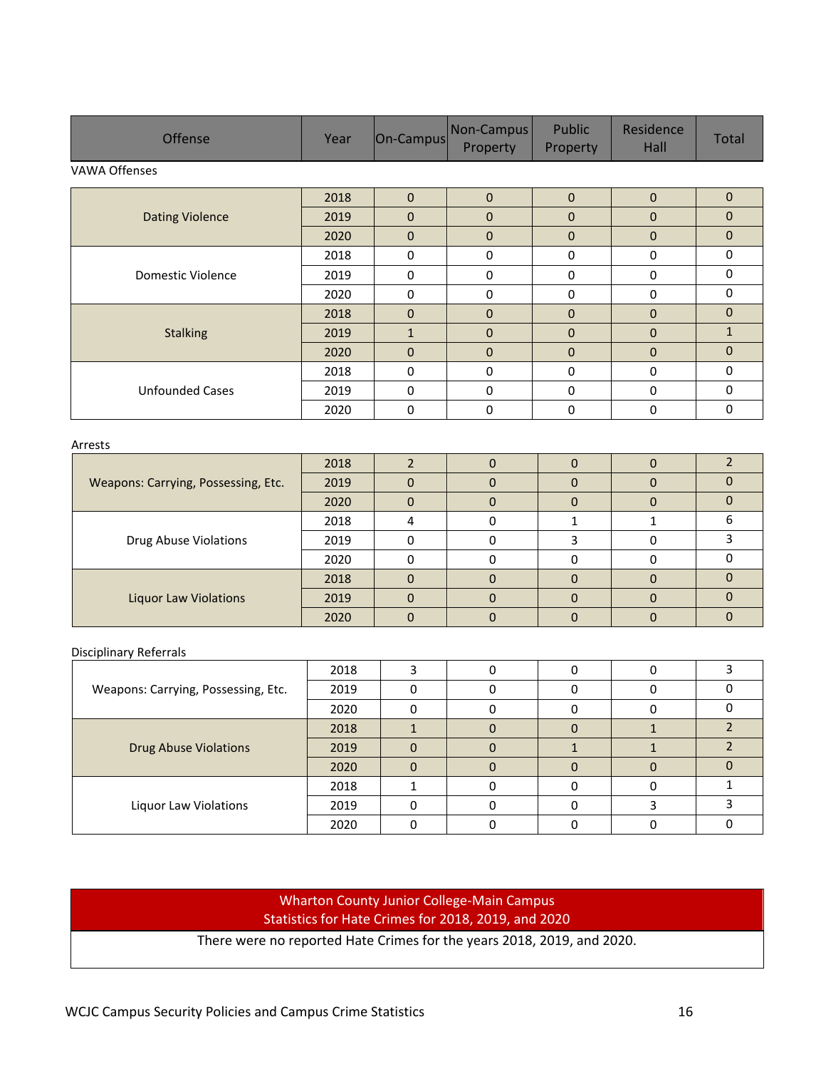| Offense | Year | On-Campus | Non-Campus Property | Public Property | Residence Hall | Total |
|---|---|---|---|---|---|---|
| **VAWA Offenses** | | | | | | |
| Dating Violence | 2018 | 0 | 0 | 0 | 0 | 0 |
| | 2019 | 0 | 0 | 0 | 0 | 0 |
| | 2020 | 0 | 0 | 0 | 0 | 0 |
| Domestic Violence | 2018 | 0 | 0 | 0 | 0 | 0 |
| | 2019 | 0 | 0 | 0 | 0 | 0 |
| | 2020 | 0 | 0 | 0 | 0 | 0 |
| Stalking | 2018 | 0 | 0 | 0 | 0 | 0 |
| | 2019 | 1 | 0 | 0 | 0 | 1 |
| | 2020 | 0 | 0 | 0 | 0 | 0 |
| Unfounded Cases | 2018 | 0 | 0 | 0 | 0 | 0 |
| | 2019 | 0 | 0 | 0 | 0 | 0 |
| | 2020 | 0 | 0 | 0 | 0 | 0 |
| **Arrests** | | | | | | |
| Weapons: Carrying, Possessing, Etc. | 2018 | 2 | 0 | 0 | 0 | 2 |
| | 2019 | 0 | 0 | 0 | 0 | 0 |
| | 2020 | 0 | 0 | 0 | 0 | 0 |
| Drug Abuse Violations | 2018 | 4 | 0 | 1 | 1 | 6 |
| | 2019 | 0 | 0 | 3 | 0 | 3 |
| | 2020 | 0 | 0 | 0 | 0 | 0 |
| Liquor Law Violations | 2018 | 0 | 0 | 0 | 0 | 0 |
| | 2019 | 0 | 0 | 0 | 0 | 0 |
| | 2020 | 0 | 0 | 0 | 0 | 0 |
| **Disciplinary Referrals** | | | | | | |
| Weapons: Carrying, Possessing, Etc. | 2018 | 3 | 0 | 0 | 0 | 3 |
| | 2019 | 0 | 0 | 0 | 0 | 0 |
| | 2020 | 0 | 0 | 0 | 0 | 0 |
| Drug Abuse Violations | 2018 | 1 | 0 | 0 | 1 | 2 |
| | 2019 | 0 | 0 | 1 | 1 | 2 |
| | 2020 | 0 | 0 | 0 | 0 | 0 |
| Liquor Law Violations | 2018 | 1 | 0 | 0 | 0 | 1 |
| | 2019 | 0 | 0 | 0 | 3 | 3 |
| | 2020 | 0 | 0 | 0 | 0 | 0 |

| Wharton County Junior College-Main Campus<br>Statistics for Hate Crimes for 2018, 2019, and 2020 |
|---|
| There were no reported Hate Crimes for the years 2018, 2019, and 2020. |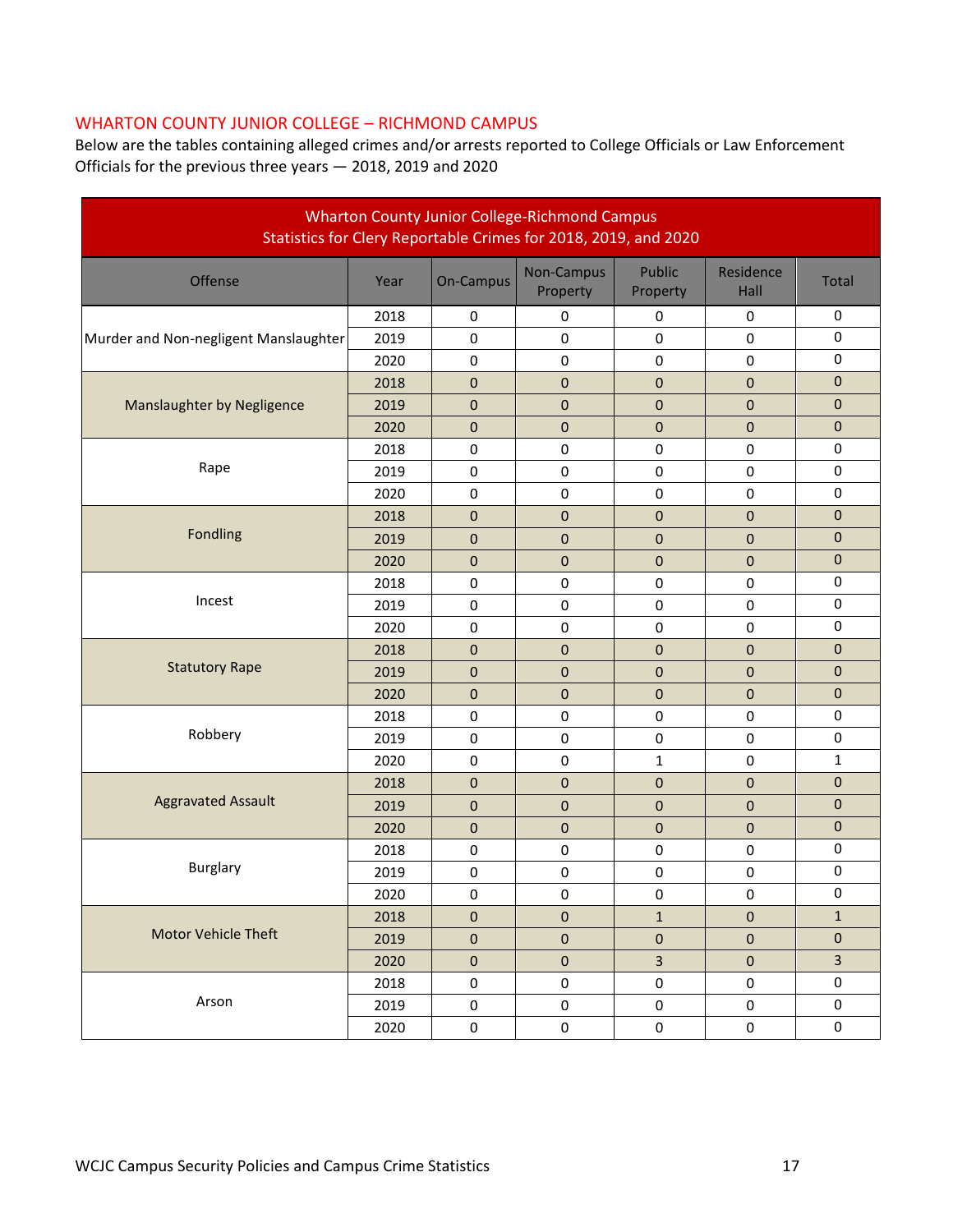## WHARTON COUNTY JUNIOR COLLEGE – RICHMOND CAMPUS

Below are the tables containing alleged crimes and/or arrests reported to College Officials or Law Enforcement Officials for the previous three years — 2018, 2019 and 2020

| Wharton County Junior College-Richmond Campus<br>Statistics for Clery Reportable Crimes for 2018, 2019, and 2020 | | | | | | |
|---|---|---|---|---|---|---|
| Offense | Year | On-Campus | Non-Campus Property | Public Property | Residence Hall | Total |
| Murder and Non-negligent Manslaughter | 2018 | 0 | 0 | 0 | 0 | 0 |
| | 2019 | 0 | 0 | 0 | 0 | 0 |
| | 2020 | 0 | 0 | 0 | 0 | 0 |
| Manslaughter by Negligence | 2018 | 0 | 0 | 0 | 0 | 0 |
| | 2019 | 0 | 0 | 0 | 0 | 0 |
| | 2020 | 0 | 0 | 0 | 0 | 0 |
| Rape | 2018 | 0 | 0 | 0 | 0 | 0 |
| | 2019 | 0 | 0 | 0 | 0 | 0 |
| | 2020 | 0 | 0 | 0 | 0 | 0 |
| Fondling | 2018 | 0 | 0 | 0 | 0 | 0 |
| | 2019 | 0 | 0 | 0 | 0 | 0 |
| | 2020 | 0 | 0 | 0 | 0 | 0 |
| Incest | 2018 | 0 | 0 | 0 | 0 | 0 |
| | 2019 | 0 | 0 | 0 | 0 | 0 |
| | 2020 | 0 | 0 | 0 | 0 | 0 |
| Statutory Rape | 2018 | 0 | 0 | 0 | 0 | 0 |
| | 2019 | 0 | 0 | 0 | 0 | 0 |
| | 2020 | 0 | 0 | 0 | 0 | 0 |
| Robbery | 2018 | 0 | 0 | 0 | 0 | 0 |
| | 2019 | 0 | 0 | 0 | 0 | 0 |
| | 2020 | 0 | 0 | 1 | 0 | 1 |
| Aggravated Assault | 2018 | 0 | 0 | 0 | 0 | 0 |
| | 2019 | 0 | 0 | 0 | 0 | 0 |
| | 2020 | 0 | 0 | 0 | 0 | 0 |
| Burglary | 2018 | 0 | 0 | 0 | 0 | 0 |
| | 2019 | 0 | 0 | 0 | 0 | 0 |
| | 2020 | 0 | 0 | 0 | 0 | 0 |
| Motor Vehicle Theft | 2018 | 0 | 0 | 1 | 0 | 1 |
| | 2019 | 0 | 0 | 0 | 0 | 0 |
| | 2020 | 0 | 0 | 3 | 0 | 3 |
| Arson | 2018 | 0 | 0 | 0 | 0 | 0 |
| | 2019 | 0 | 0 | 0 | 0 | 0 |
| | 2020 | 0 | 0 | 0 | 0 | 0 |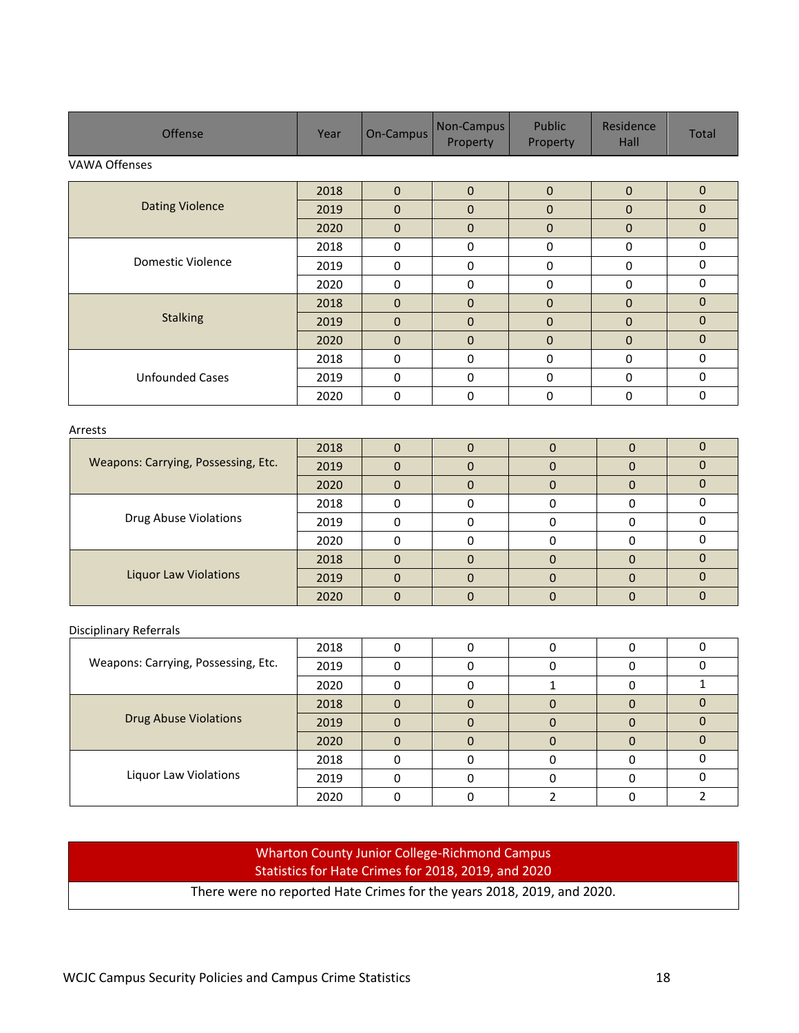| Offense | Year | On-Campus | Non-Campus Property | Public Property | Residence Hall | Total |
|---|---|---|---|---|---|---|
| **VAWA Offenses** | | | | | | |
| Dating Violence | 2018 | 0 | 0 | 0 | 0 | 0 |
| | 2019 | 0 | 0 | 0 | 0 | 0 |
| | 2020 | 0 | 0 | 0 | 0 | 0 |
| Domestic Violence | 2018 | 0 | 0 | 0 | 0 | 0 |
| | 2019 | 0 | 0 | 0 | 0 | 0 |
| | 2020 | 0 | 0 | 0 | 0 | 0 |
| Stalking | 2018 | 0 | 0 | 0 | 0 | 0 |
| | 2019 | 0 | 0 | 0 | 0 | 0 |
| | 2020 | 0 | 0 | 0 | 0 | 0 |
| Unfounded Cases | 2018 | 0 | 0 | 0 | 0 | 0 |
| | 2019 | 0 | 0 | 0 | 0 | 0 |
| | 2020 | 0 | 0 | 0 | 0 | 0 |
| **Arrests** | | | | | | |
| Weapons: Carrying, Possessing, Etc. | 2018 | 0 | 0 | 0 | 0 | 0 |
| | 2019 | 0 | 0 | 0 | 0 | 0 |
| | 2020 | 0 | 0 | 0 | 0 | 0 |
| Drug Abuse Violations | 2018 | 0 | 0 | 0 | 0 | 0 |
| | 2019 | 0 | 0 | 0 | 0 | 0 |
| | 2020 | 0 | 0 | 0 | 0 | 0 |
| Liquor Law Violations | 2018 | 0 | 0 | 0 | 0 | 0 |
| | 2019 | 0 | 0 | 0 | 0 | 0 |
| | 2020 | 0 | 0 | 0 | 0 | 0 |
| **Disciplinary Referrals** | | | | | | |
| Weapons: Carrying, Possessing, Etc. | 2018 | 0 | 0 | 0 | 0 | 0 |
| | 2019 | 0 | 0 | 0 | 0 | 0 |
| | 2020 | 0 | 0 | 1 | 0 | 1 |
| Drug Abuse Violations | 2018 | 0 | 0 | 0 | 0 | 0 |
| | 2019 | 0 | 0 | 0 | 0 | 0 |
| | 2020 | 0 | 0 | 0 | 0 | 0 |
| Liquor Law Violations | 2018 | 0 | 0 | 0 | 0 | 0 |
| | 2019 | 0 | 0 | 0 | 0 | 0 |
| | 2020 | 0 | 0 | 2 | 0 | 2 |

| Wharton County Junior College-Richmond Campus<br>Statistics for Hate Crimes for 2018, 2019, and 2020 |
|---|
| There were no reported Hate Crimes for the years 2018, 2019, and 2020. |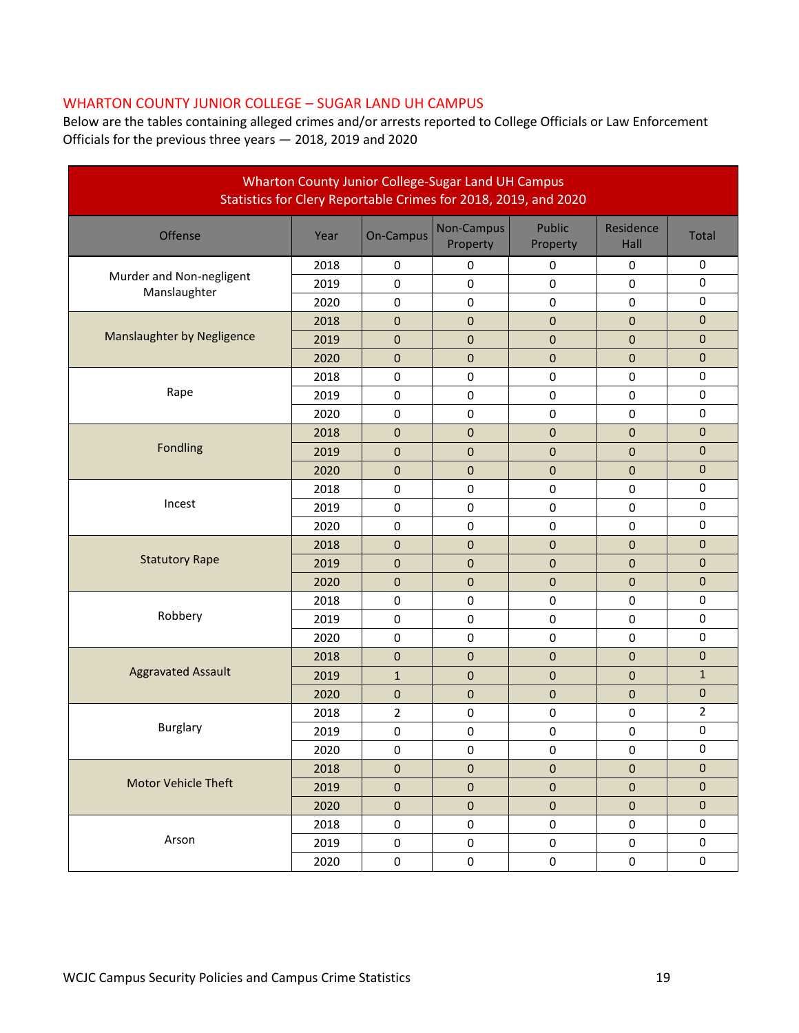## WHARTON COUNTY JUNIOR COLLEGE – SUGAR LAND UH CAMPUS

Below are the tables containing alleged crimes and/or arrests reported to College Officials or Law Enforcement Officials for the previous three years — 2018, 2019 and 2020

| Wharton County Junior College-Sugar Land UH Campus<br>Statistics for Clery Reportable Crimes for 2018, 2019, and 2020 | | | | | | |
|---|---|---|---|---|---|---|
| Offense | Year | On-Campus | Non-Campus Property | Public Property | Residence Hall | Total |
| Murder and Non-negligent Manslaughter | 2018 | 0 | 0 | 0 | 0 | 0 |
| | 2019 | 0 | 0 | 0 | 0 | 0 |
| | 2020 | 0 | 0 | 0 | 0 | 0 |
| Manslaughter by Negligence | 2018 | 0 | 0 | 0 | 0 | 0 |
| | 2019 | 0 | 0 | 0 | 0 | 0 |
| | 2020 | 0 | 0 | 0 | 0 | 0 |
| Rape | 2018 | 0 | 0 | 0 | 0 | 0 |
| | 2019 | 0 | 0 | 0 | 0 | 0 |
| | 2020 | 0 | 0 | 0 | 0 | 0 |
| Fondling | 2018 | 0 | 0 | 0 | 0 | 0 |
| | 2019 | 0 | 0 | 0 | 0 | 0 |
| | 2020 | 0 | 0 | 0 | 0 | 0 |
| Incest | 2018 | 0 | 0 | 0 | 0 | 0 |
| | 2019 | 0 | 0 | 0 | 0 | 0 |
| | 2020 | 0 | 0 | 0 | 0 | 0 |
| Statutory Rape | 2018 | 0 | 0 | 0 | 0 | 0 |
| | 2019 | 0 | 0 | 0 | 0 | 0 |
| | 2020 | 0 | 0 | 0 | 0 | 0 |
| Robbery | 2018 | 0 | 0 | 0 | 0 | 0 |
| | 2019 | 0 | 0 | 0 | 0 | 0 |
| | 2020 | 0 | 0 | 0 | 0 | 0 |
| Aggravated Assault | 2018 | 0 | 0 | 0 | 0 | 0 |
| | 2019 | 1 | 0 | 0 | 0 | 1 |
| | 2020 | 0 | 0 | 0 | 0 | 0 |
| Burglary | 2018 | 2 | 0 | 0 | 0 | 2 |
| | 2019 | 0 | 0 | 0 | 0 | 0 |
| | 2020 | 0 | 0 | 0 | 0 | 0 |
| Motor Vehicle Theft | 2018 | 0 | 0 | 0 | 0 | 0 |
| | 2019 | 0 | 0 | 0 | 0 | 0 |
| | 2020 | 0 | 0 | 0 | 0 | 0 |
| Arson | 2018 | 0 | 0 | 0 | 0 | 0 |
| | 2019 | 0 | 0 | 0 | 0 | 0 |
| | 2020 | 0 | 0 | 0 | 0 | 0 |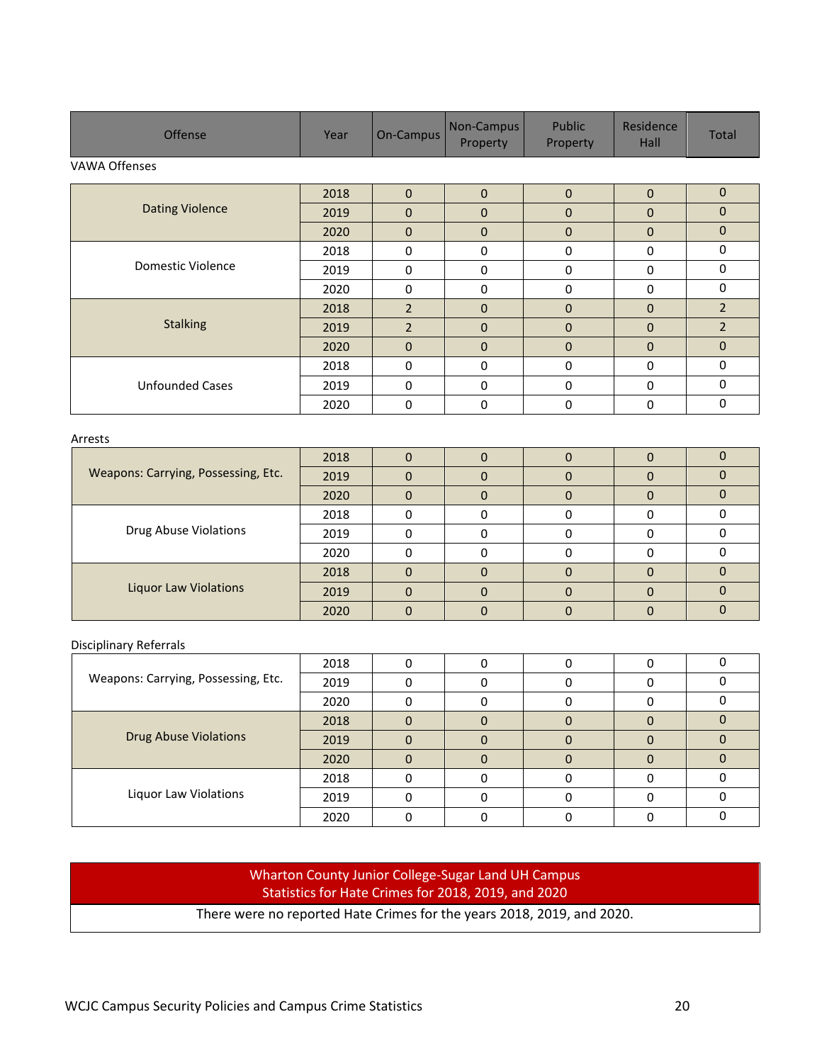| Offense | Year | On-Campus | Non-Campus Property | Public Property | Residence Hall | Total |
|---|---|---|---|---|---|---|
| **VAWA Offenses** | | | | | | |
| Dating Violence | 2018 | 0 | 0 | 0 | 0 | 0 |
| | 2019 | 0 | 0 | 0 | 0 | 0 |
| | 2020 | 0 | 0 | 0 | 0 | 0 |
| Domestic Violence | 2018 | 0 | 0 | 0 | 0 | 0 |
| | 2019 | 0 | 0 | 0 | 0 | 0 |
| | 2020 | 0 | 0 | 0 | 0 | 0 |
| Stalking | 2018 | 2 | 0 | 0 | 0 | 2 |
| | 2019 | 2 | 0 | 0 | 0 | 2 |
| | 2020 | 0 | 0 | 0 | 0 | 0 |
| Unfounded Cases | 2018 | 0 | 0 | 0 | 0 | 0 |
| | 2019 | 0 | 0 | 0 | 0 | 0 |
| | 2020 | 0 | 0 | 0 | 0 | 0 |
| **Arrests** | | | | | | |
| Weapons: Carrying, Possessing, Etc. | 2018 | 0 | 0 | 0 | 0 | 0 |
| | 2019 | 0 | 0 | 0 | 0 | 0 |
| | 2020 | 0 | 0 | 0 | 0 | 0 |
| Drug Abuse Violations | 2018 | 0 | 0 | 0 | 0 | 0 |
| | 2019 | 0 | 0 | 0 | 0 | 0 |
| | 2020 | 0 | 0 | 0 | 0 | 0 |
| Liquor Law Violations | 2018 | 0 | 0 | 0 | 0 | 0 |
| | 2019 | 0 | 0 | 0 | 0 | 0 |
| | 2020 | 0 | 0 | 0 | 0 | 0 |
| **Disciplinary Referrals** | | | | | | |
| Weapons: Carrying, Possessing, Etc. | 2018 | 0 | 0 | 0 | 0 | 0 |
| | 2019 | 0 | 0 | 0 | 0 | 0 |
| | 2020 | 0 | 0 | 0 | 0 | 0 |
| Drug Abuse Violations | 2018 | 0 | 0 | 0 | 0 | 0 |
| | 2019 | 0 | 0 | 0 | 0 | 0 |
| | 2020 | 0 | 0 | 0 | 0 | 0 |
| Liquor Law Violations | 2018 | 0 | 0 | 0 | 0 | 0 |
| | 2019 | 0 | 0 | 0 | 0 | 0 |
| | 2020 | 0 | 0 | 0 | 0 | 0 |

| Wharton County Junior College-Sugar Land UH Campus<br>Statistics for Hate Crimes for 2018, 2019, and 2020 |
|---|
| There were no reported Hate Crimes for the years 2018, 2019, and 2020. |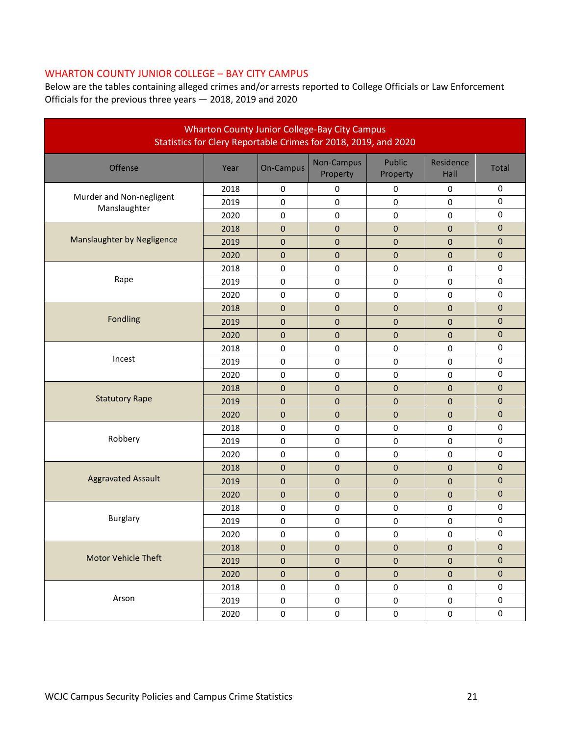## WHARTON COUNTY JUNIOR COLLEGE – BAY CITY CAMPUS

Below are the tables containing alleged crimes and/or arrests reported to College Officials or Law Enforcement Officials for the previous three years — 2018, 2019 and 2020

| Wharton County Junior College-Bay City Campus Statistics for Clery Reportable Crimes for 2018, 2019, and 2020 | | | | | | |
|---|---|---|---|---|---|---|
| Offense | Year | On-Campus | Non-Campus Property | Public Property | Residence Hall | Total |
| Murder and Non-negligent Manslaughter | 2018 | 0 | 0 | 0 | 0 | 0 |
| | 2019 | 0 | 0 | 0 | 0 | 0 |
| | 2020 | 0 | 0 | 0 | 0 | 0 |
| Manslaughter by Negligence | 2018 | 0 | 0 | 0 | 0 | 0 |
| | 2019 | 0 | 0 | 0 | 0 | 0 |
| | 2020 | 0 | 0 | 0 | 0 | 0 |
| Rape | 2018 | 0 | 0 | 0 | 0 | 0 |
| | 2019 | 0 | 0 | 0 | 0 | 0 |
| | 2020 | 0 | 0 | 0 | 0 | 0 |
| Fondling | 2018 | 0 | 0 | 0 | 0 | 0 |
| | 2019 | 0 | 0 | 0 | 0 | 0 |
| | 2020 | 0 | 0 | 0 | 0 | 0 |
| Incest | 2018 | 0 | 0 | 0 | 0 | 0 |
| | 2019 | 0 | 0 | 0 | 0 | 0 |
| | 2020 | 0 | 0 | 0 | 0 | 0 |
| Statutory Rape | 2018 | 0 | 0 | 0 | 0 | 0 |
| | 2019 | 0 | 0 | 0 | 0 | 0 |
| | 2020 | 0 | 0 | 0 | 0 | 0 |
| Robbery | 2018 | 0 | 0 | 0 | 0 | 0 |
| | 2019 | 0 | 0 | 0 | 0 | 0 |
| | 2020 | 0 | 0 | 0 | 0 | 0 |
| Aggravated Assault | 2018 | 0 | 0 | 0 | 0 | 0 |
| | 2019 | 0 | 0 | 0 | 0 | 0 |
| | 2020 | 0 | 0 | 0 | 0 | 0 |
| Burglary | 2018 | 0 | 0 | 0 | 0 | 0 |
| | 2019 | 0 | 0 | 0 | 0 | 0 |
| | 2020 | 0 | 0 | 0 | 0 | 0 |
| Motor Vehicle Theft | 2018 | 0 | 0 | 0 | 0 | 0 |
| | 2019 | 0 | 0 | 0 | 0 | 0 |
| | 2020 | 0 | 0 | 0 | 0 | 0 |
| Arson | 2018 | 0 | 0 | 0 | 0 | 0 |
| | 2019 | 0 | 0 | 0 | 0 | 0 |
| | 2020 | 0 | 0 | 0 | 0 | 0 |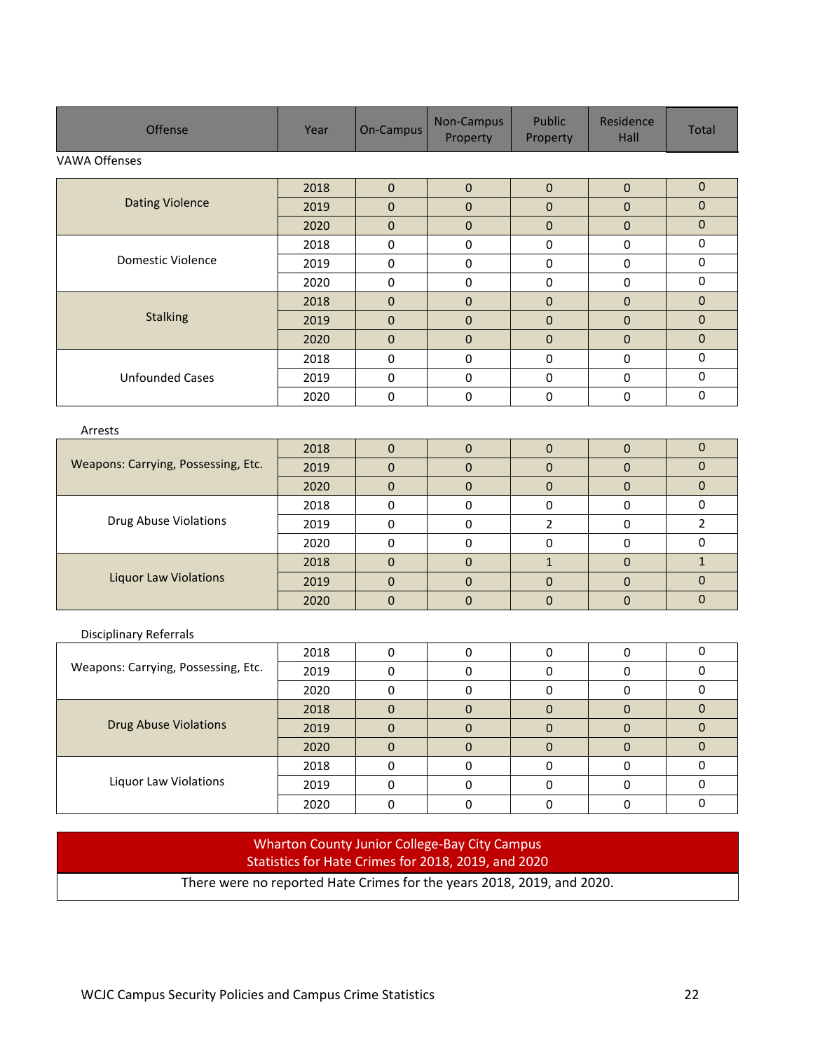| Offense | Year | On-Campus | Non-Campus Property | Public Property | Residence Hall | Total |
|---|---|---|---|---|---|---|
| **VAWA Offenses** | | | | | | |
| Dating Violence | 2018 | 0 | 0 | 0 | 0 | 0 |
| | 2019 | 0 | 0 | 0 | 0 | 0 |
| | 2020 | 0 | 0 | 0 | 0 | 0 |
| Domestic Violence | 2018 | 0 | 0 | 0 | 0 | 0 |
| | 2019 | 0 | 0 | 0 | 0 | 0 |
| | 2020 | 0 | 0 | 0 | 0 | 0 |
| Stalking | 2018 | 0 | 0 | 0 | 0 | 0 |
| | 2019 | 0 | 0 | 0 | 0 | 0 |
| | 2020 | 0 | 0 | 0 | 0 | 0 |
| Unfounded Cases | 2018 | 0 | 0 | 0 | 0 | 0 |
| | 2019 | 0 | 0 | 0 | 0 | 0 |
| | 2020 | 0 | 0 | 0 | 0 | 0 |
| **Arrests** | | | | | | |
| Weapons: Carrying, Possessing, Etc. | 2018 | 0 | 0 | 0 | 0 | 0 |
| | 2019 | 0 | 0 | 0 | 0 | 0 |
| | 2020 | 0 | 0 | 0 | 0 | 0 |
| Drug Abuse Violations | 2018 | 0 | 0 | 0 | 0 | 0 |
| | 2019 | 0 | 0 | 2 | 0 | 2 |
| | 2020 | 0 | 0 | 0 | 0 | 0 |
| Liquor Law Violations | 2018 | 0 | 0 | 1 | 0 | 1 |
| | 2019 | 0 | 0 | 0 | 0 | 0 |
| | 2020 | 0 | 0 | 0 | 0 | 0 |
| **Disciplinary Referrals** | | | | | | |
| Weapons: Carrying, Possessing, Etc. | 2018 | 0 | 0 | 0 | 0 | 0 |
| | 2019 | 0 | 0 | 0 | 0 | 0 |
| | 2020 | 0 | 0 | 0 | 0 | 0 |
| Drug Abuse Violations | 2018 | 0 | 0 | 0 | 0 | 0 |
| | 2019 | 0 | 0 | 0 | 0 | 0 |
| | 2020 | 0 | 0 | 0 | 0 | 0 |
| Liquor Law Violations | 2018 | 0 | 0 | 0 | 0 | 0 |
| | 2019 | 0 | 0 | 0 | 0 | 0 |
| | 2020 | 0 | 0 | 0 | 0 | 0 |

| Wharton County Junior College-Bay City Campus<br>Statistics for Hate Crimes for 2018, 2019, and 2020 |
|---|
| There were no reported Hate Crimes for the years 2018, 2019, and 2020. |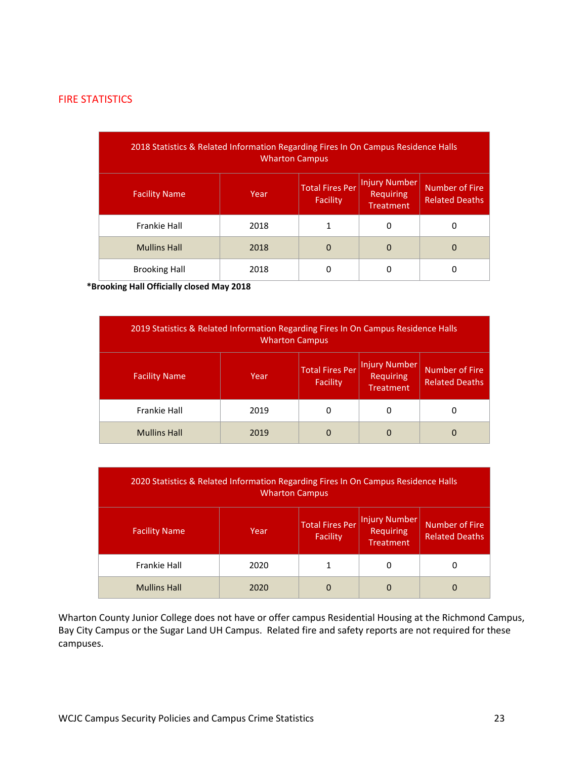## FIRE STATISTICS

| 2018 Statistics & Related Information Regarding Fires In On Campus Residence Halls Wharton Campus | | | | |
|---|---|---|---|---|
| Facility Name | Year | Total Fires Per Facility | Injury Number Requiring Treatment | Number of Fire Related Deaths |
| Frankie Hall | 2018 | 1 | 0 | 0 |
| Mullins Hall | 2018 | 0 | 0 | 0 |
| Brooking Hall | 2018 | 0 | 0 | 0 |

**\*Brooking Hall Officially closed May 2018**

| 2019 Statistics & Related Information Regarding Fires In On Campus Residence Halls Wharton Campus | | | | |
|---|---|---|---|---|
| Facility Name | Year | Total Fires Per Facility | Injury Number Requiring Treatment | Number of Fire Related Deaths |
| Frankie Hall | 2019 | 0 | 0 | 0 |
| Mullins Hall | 2019 | 0 | 0 | 0 |

| 2020 Statistics & Related Information Regarding Fires In On Campus Residence Halls Wharton Campus | | | | |
|---|---|---|---|---|
| Facility Name | Year | Total Fires Per Facility | Injury Number Requiring Treatment | Number of Fire Related Deaths |
| Frankie Hall | 2020 | 1 | 0 | 0 |
| Mullins Hall | 2020 | 0 | 0 | 0 |

Wharton County Junior College does not have or offer campus Residential Housing at the Richmond Campus, Bay City Campus or the Sugar Land UH Campus. Related fire and safety reports are not required for these campuses.